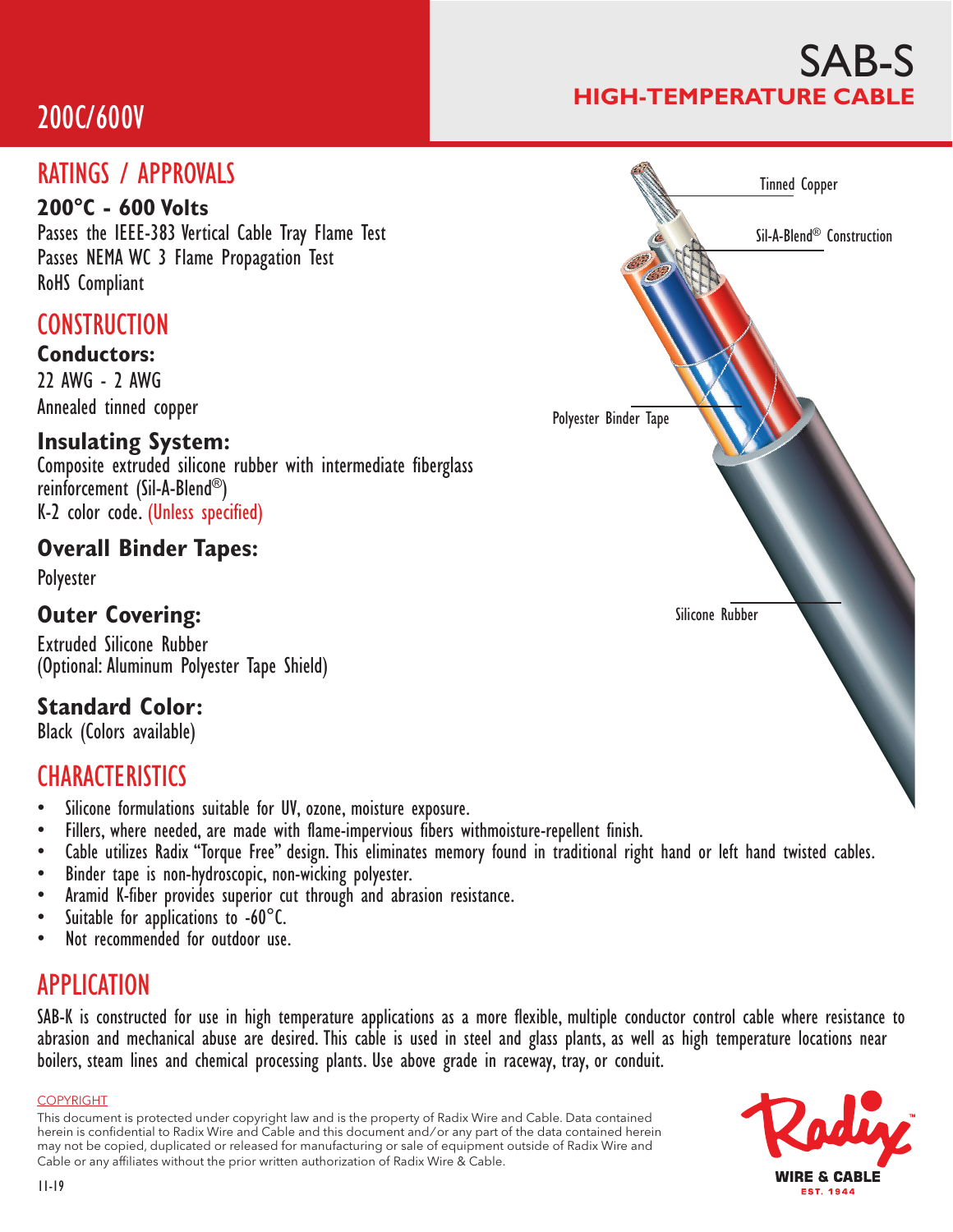# SAB-S

## HIGH-TEMPERATURE CABLE

200C/600V

## RATINGS / APPROVALS

**200°C - 600 Volts**

Passes the IEEE-383 Vertical Cable Tray Flame Test
Passes NEMA WC 3 Flame Propagation Test
RoHS Compliant

## CONSTRUCTION

### Conductors:

22 AWG - 2 AWG
Annealed tinned copper

### Insulating System:

Composite extruded silicone rubber with intermediate fiberglass reinforcement (Sil-A-Blend®)
K-2 color code. (Unless specified)

### Overall Binder Tapes:

Polyester

### Outer Covering:

Extruded Silicone Rubber
(Optional: Aluminum Polyester Tape Shield)

### Standard Color:

Black (Colors available)

Tinned Copper

Sil-A-Blend® Construction

Polyester Binder Tape

Silicone Rubber

## CHARACTERISTICS

- Silicone formulations suitable for UV, ozone, moisture exposure.
- Fillers, where needed, are made with flame-impervious fibers withmoisture-repellent finish.
- Cable utilizes Radix "Torque Free" design. This eliminates memory found in traditional right hand or left hand twisted cables.
- Binder tape is non-hydroscopic, non-wicking polyester.
- Aramid K-fiber provides superior cut through and abrasion resistance.
- Suitable for applications to -60°C.
- Not recommended for outdoor use.

## APPLICATION

SAB-K is constructed for use in high temperature applications as a more flexible, multiple conductor control cable where resistance to abrasion and mechanical abuse are desired. This cable is used in steel and glass plants, as well as high temperature locations near boilers, steam lines and chemical processing plants. Use above grade in raceway, tray, or conduit.

COPYRIGHT

This document is protected under copyright law and is the property of Radix Wire and Cable. Data contained herein is confidential to Radix Wire and Cable and this document and/or any part of the data contained herein may not be copied, duplicated or released for manufacturing or sale of equipment outside of Radix Wire and Cable or any affiliates without the prior written authorization of Radix Wire & Cable.

11-19

Radix WIRE & CABLE EST. 1944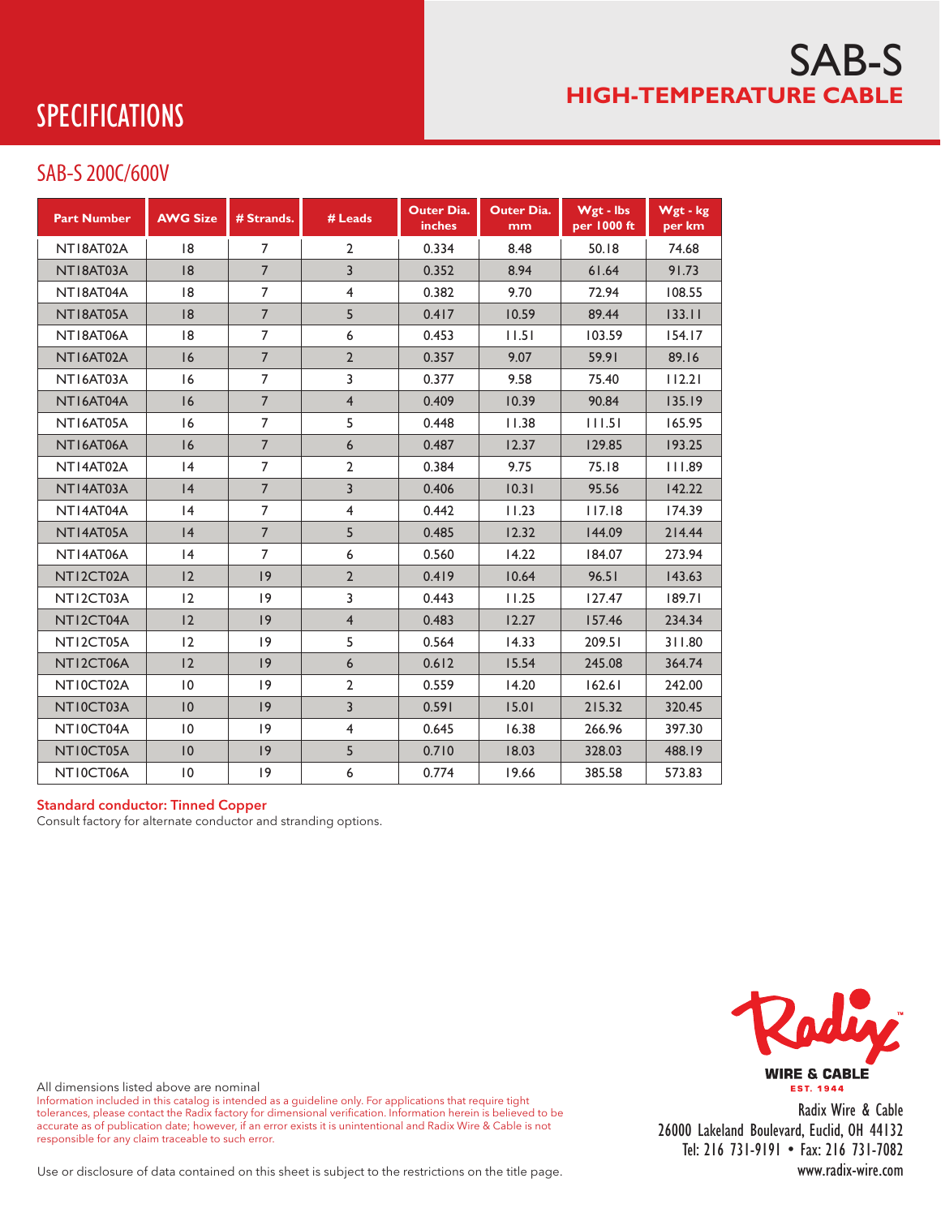# SPECIFICATIONS

# SAB-S
## HIGH-TEMPERATURE CABLE

## SAB-S 200C/600V

| Part Number | AWG Size | # Strands. | # Leads | Outer Dia. inches | Outer Dia. mm | Wgt - lbs per 1000 ft | Wgt - kg per km |
|---|---|---|---|---|---|---|---|
| NT18AT02A | 18 | 7 | 2 | 0.334 | 8.48 | 50.18 | 74.68 |
| NT18AT03A | 18 | 7 | 3 | 0.352 | 8.94 | 61.64 | 91.73 |
| NT18AT04A | 18 | 7 | 4 | 0.382 | 9.70 | 72.94 | 108.55 |
| NT18AT05A | 18 | 7 | 5 | 0.417 | 10.59 | 89.44 | 133.11 |
| NT18AT06A | 18 | 7 | 6 | 0.453 | 11.51 | 103.59 | 154.17 |
| NT16AT02A | 16 | 7 | 2 | 0.357 | 9.07 | 59.91 | 89.16 |
| NT16AT03A | 16 | 7 | 3 | 0.377 | 9.58 | 75.40 | 112.21 |
| NT16AT04A | 16 | 7 | 4 | 0.409 | 10.39 | 90.84 | 135.19 |
| NT16AT05A | 16 | 7 | 5 | 0.448 | 11.38 | 111.51 | 165.95 |
| NT16AT06A | 16 | 7 | 6 | 0.487 | 12.37 | 129.85 | 193.25 |
| NT14AT02A | 14 | 7 | 2 | 0.384 | 9.75 | 75.18 | 111.89 |
| NT14AT03A | 14 | 7 | 3 | 0.406 | 10.31 | 95.56 | 142.22 |
| NT14AT04A | 14 | 7 | 4 | 0.442 | 11.23 | 117.18 | 174.39 |
| NT14AT05A | 14 | 7 | 5 | 0.485 | 12.32 | 144.09 | 214.44 |
| NT14AT06A | 14 | 7 | 6 | 0.560 | 14.22 | 184.07 | 273.94 |
| NT12CT02A | 12 | 19 | 2 | 0.419 | 10.64 | 96.51 | 143.63 |
| NT12CT03A | 12 | 19 | 3 | 0.443 | 11.25 | 127.47 | 189.71 |
| NT12CT04A | 12 | 19 | 4 | 0.483 | 12.27 | 157.46 | 234.34 |
| NT12CT05A | 12 | 19 | 5 | 0.564 | 14.33 | 209.51 | 311.80 |
| NT12CT06A | 12 | 19 | 6 | 0.612 | 15.54 | 245.08 | 364.74 |
| NT10CT02A | 10 | 19 | 2 | 0.559 | 14.20 | 162.61 | 242.00 |
| NT10CT03A | 10 | 19 | 3 | 0.591 | 15.01 | 215.32 | 320.45 |
| NT10CT04A | 10 | 19 | 4 | 0.645 | 16.38 | 266.96 | 397.30 |
| NT10CT05A | 10 | 19 | 5 | 0.710 | 18.03 | 328.03 | 488.19 |
| NT10CT06A | 10 | 19 | 6 | 0.774 | 19.66 | 385.58 | 573.83 |

**Standard conductor: Tinned Copper**

Consult factory for alternate conductor and stranding options.

All dimensions listed above are nominal

Information included in this catalog is intended as a guideline only. For applications that require tight tolerances, please contact the Radix factory for dimensional verification. Information herein is believed to be accurate as of publication date; however, if an error exists it is unintentional and Radix Wire & Cable is not responsible for any claim traceable to such error.

Use or disclosure of data contained on this sheet is subject to the restrictions on the title page.

Radix WIRE & CABLE EST. 1944

Radix Wire & Cable
26000 Lakeland Boulevard, Euclid, OH 44132
Tel: 216 731-9191 • Fax: 216 731-7082
www.radix-wire.com